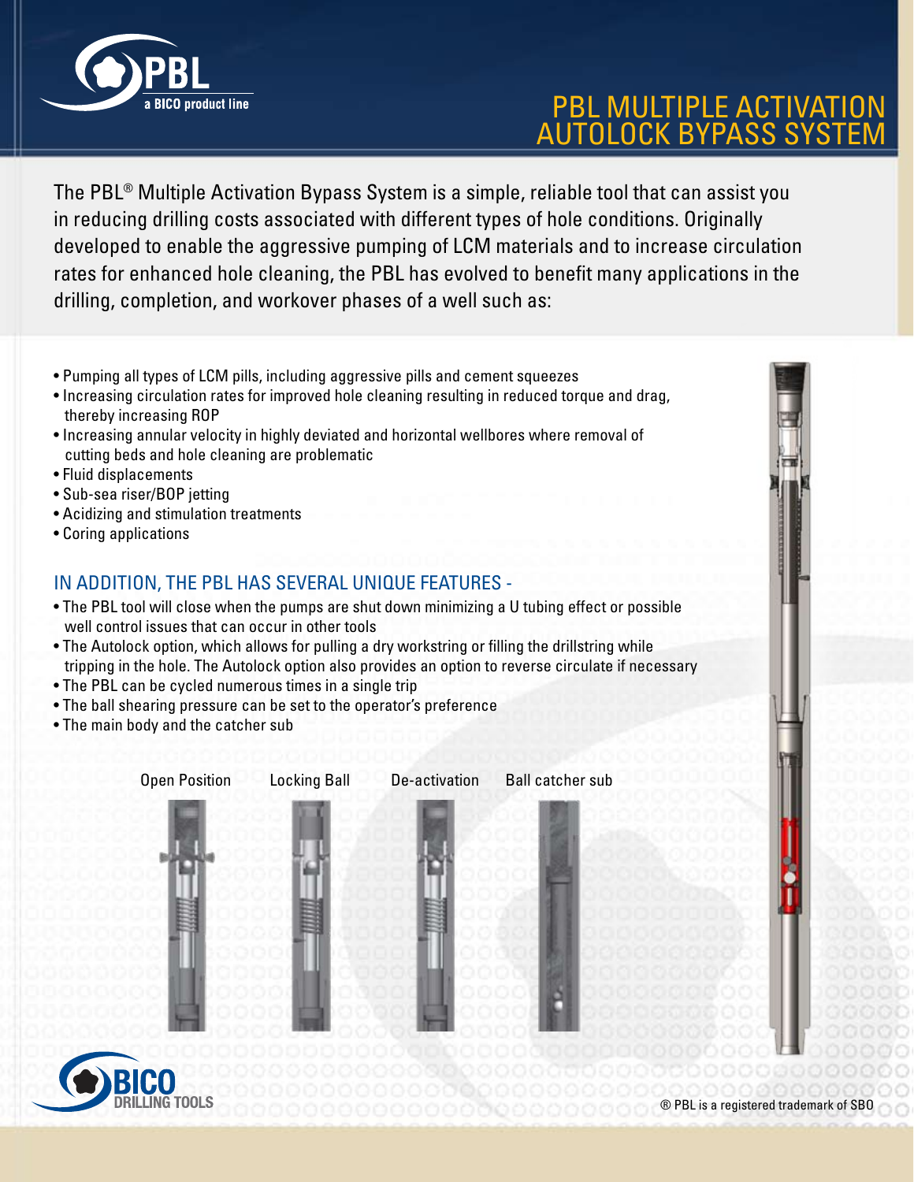# PBL MULTIPLE ACTIVATION AUTOLOCK BYPASS SYSTEM

The PBL® Multiple Activation Bypass System is a simple, reliable tool that can assist you in reducing drilling costs associated with different types of hole conditions. Originally developed to enable the aggressive pumping of LCM materials and to increase circulation rates for enhanced hole cleaning, the PBL has evolved to benefit many applications in the drilling, completion, and workover phases of a well such as:

- Pumping all types of LCM pills, including aggressive pills and cement squeezes
- Increasing circulation rates for improved hole cleaning resulting in reduced torque and drag, thereby increasing ROP
- Increasing annular velocity in highly deviated and horizontal wellbores where removal of cutting beds and hole cleaning are problematic
- Fluid displacements
- Sub-sea riser/BOP jetting
- Acidizing and stimulation treatments
- Coring applications

## IN ADDITION, THE PBL HAS SEVERAL UNIQUE FEATURES -

- The PBL tool will close when the pumps are shut down minimizing a U tubing effect or possible well control issues that can occur in other tools
- The Autolock option, which allows for pulling a dry workstring or filling the drillstring while tripping in the hole. The Autolock option also provides an option to reverse circulate if necessary
- The PBL can be cycled numerous times in a single trip
- The ball shearing pressure can be set to the operator's preference
- The main body and the catcher sub

Open Position | Locking Ball | De-activation | Ball catcher sub

® PBL is a registered trademark of SBO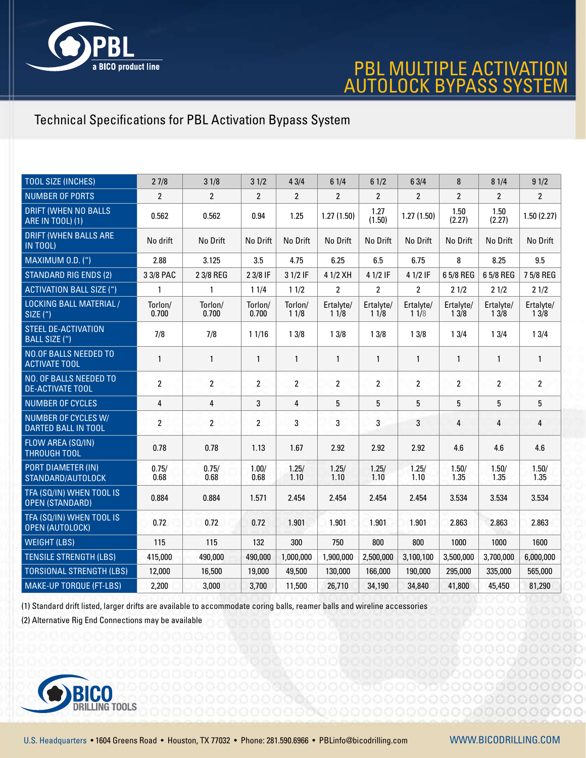# PBL MULTIPLE ACTIVATION AUTOLOCK BYPASS SYSTEM

## Technical Specifications for PBL Activation Bypass System

| TOOL SIZE (INCHES) | 2 7/8 | 3 1/8 | 3 1/2 | 4 3/4 | 6 1/4 | 6 1/2 | 6 3/4 | 8 | 8 1/4 | 9 1/2 |
|---|---|---|---|---|---|---|---|---|---|---|
| NUMBER OF PORTS | 2 | 2 | 2 | 2 | 2 | 2 | 2 | 2 | 2 | 2 |
| DRIFT (WHEN NO BALLS ARE IN TOOL) (1) | 0.562 | 0.562 | 0.94 | 1.25 | 1.27 (1.50) | 1.27 (1.50) | 1.27 (1.50) | 1.50 (2.27) | 1.50 (2.27) | 1.50 (2.27) |
| DRIFT (WHEN BALLS ARE IN TOOL) | No drift | No Drift | No Drift | No Drift | No Drift | No Drift | No Drift | No Drift | No Drift | No Drift |
| MAXIMUM O.D. (") | 2.88 | 3.125 | 3.5 | 4.75 | 6.25 | 6.5 | 6.75 | 8 | 8.25 | 9.5 |
| STANDARD RIG ENDS (2) | 3 3/8 PAC | 2 3/8 REG | 2 3/8 IF | 3 1/2 IF | 4 1/2 XH | 4 1/2 IF | 4 1/2 IF | 6 5/8 REG | 6 5/8 REG | 7 5/8 REG |
| ACTIVATION BALL SIZE (") | 1 | 1 | 1 1/4 | 1 1/2 | 2 | 2 | 2 | 2 1/2 | 2 1/2 | 2 1/2 |
| LOCKING BALL MATERIAL / SIZE (") | Torlon/ 0.700 | Torlon/ 0.700 | Torlon/ 0.700 | Torlon/ 1 1/8 | Ertalyte/ 1 1/8 | Ertalyte/ 1 1/8 | Ertalyte/ 1 1/8 | Ertalyte/ 1 3/8 | Ertalyte/ 1 3/8 | Ertalyte/ 1 3/8 |
| STEEL DE-ACTIVATION BALL SIZE (") | 7/8 | 7/8 | 1 1/16 | 1 3/8 | 1 3/8 | 1 3/8 | 1 3/8 | 1 3/4 | 1 3/4 | 1 3/4 |
| NO.OF BALLS NEEDED TO ACTIVATE TOOL | 1 | 1 | 1 | 1 | 1 | 1 | 1 | 1 | 1 | 1 |
| NO. OF BALLS NEEDED TO DE-ACTIVATE TOOL | 2 | 2 | 2 | 2 | 2 | 2 | 2 | 2 | 2 | 2 |
| NUMBER OF CYCLES | 4 | 4 | 3 | 4 | 5 | 5 | 5 | 5 | 5 | 5 |
| NUMBER OF CYCLES W/ DARTED BALL IN TOOL | 2 | 2 | 2 | 3 | 3 | 3 | 3 | 4 | 4 | 4 |
| FLOW AREA (SQ/IN) THROUGH TOOL | 0.78 | 0.78 | 1.13 | 1.67 | 2.92 | 2.92 | 2.92 | 4.6 | 4.6 | 4.6 |
| PORT DIAMETER (IN) STANDARD/AUTOLOCK | 0.75/ 0.68 | 0.75/ 0.68 | 1.00/ 0.68 | 1.25/ 1.10 | 1.25/ 1.10 | 1.25/ 1.10 | 1.25/ 1.10 | 1.50/ 1.35 | 1.50/ 1.35 | 1.50/ 1.35 |
| TFA (SQ/IN) WHEN TOOL IS OPEN (STANDARD) | 0.884 | 0.884 | 1.571 | 2.454 | 2.454 | 2.454 | 2.454 | 3.534 | 3.534 | 3.534 |
| TFA (SQ/IN) WHEN TOOL IS OPEN (AUTOLOCK) | 0.72 | 0.72 | 0.72 | 1.901 | 1.901 | 1.901 | 1.901 | 2.863 | 2.863 | 2.863 |
| WEIGHT (LBS) | 115 | 115 | 132 | 300 | 750 | 800 | 800 | 1000 | 1000 | 1600 |
| TENSILE STRENGTH (LBS) | 415,000 | 490,000 | 490,000 | 1,000,000 | 1,900,000 | 2,500,000 | 3,100,100 | 3,500,000 | 3,700,000 | 6,000,000 |
| TORSIONAL STRENGTH (LBS) | 12,000 | 16,500 | 19,000 | 49,500 | 130,000 | 166,000 | 190,000 | 295,000 | 335,000 | 565,000 |
| MAKE-UP TORQUE (FT-LBS) | 2,200 | 3,000 | 3,700 | 11,500 | 26,710 | 34,190 | 34,840 | 41,800 | 45,450 | 81,290 |

(1) Standard drift listed, larger drifts are available to accommodate coring balls, reamer balls and wireline accessories

(2) Alternative Rig End Connections may be available

U.S. Headquarters • 1604 Greens Road • Houston, TX 77032 • Phone: 281.590.6966 • PBLinfo@bicodrilling.com

WWW.BICODRILLING.COM